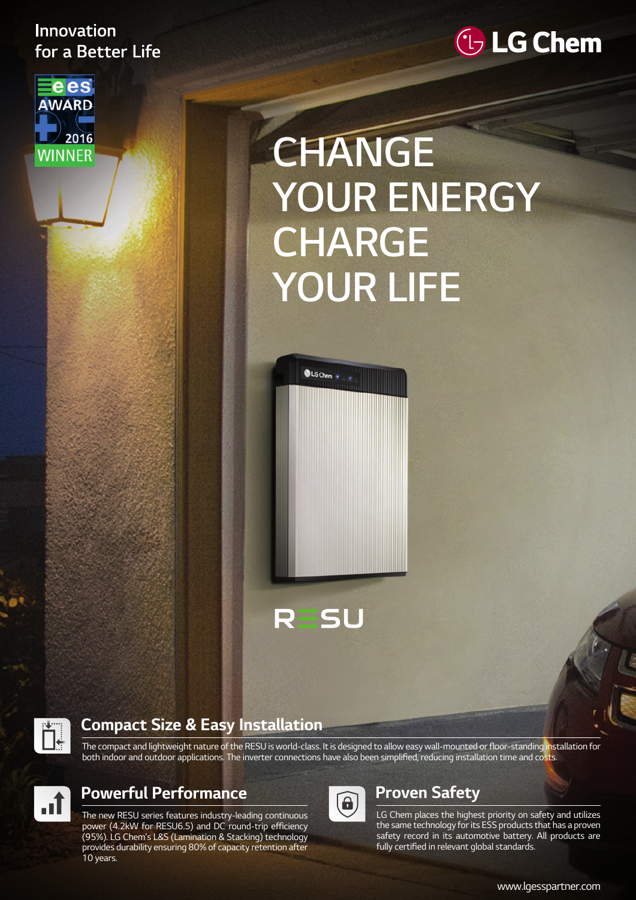Innovation
for a Better Life

LG Chem

ees AWARD 2016 WINNER

# CHANGE YOUR ENERGY CHARGE YOUR LIFE

RESU

## Compact Size & Easy Installation

The compact and lightweight nature of the RESU is world-class. It is designed to allow easy wall-mounted or floor-standing installation for both indoor and outdoor applications. The inverter connections have also been simplified, reducing installation time and costs.

## Powerful Performance

The new RESU series features industry-leading continuous power (4.2kW for RESU6.5) and DC round-trip efficiency (95%). LG Chem's L&S (Lamination & Stacking) technology provides durability ensuring 80% of capacity retention after 10 years.

## Proven Safety

LG Chem places the highest priority on safety and utilizes the same technology for its ESS products that has a proven safety record in its automotive battery. All products are fully certified in relevant global standards.

www.lgesspartner.com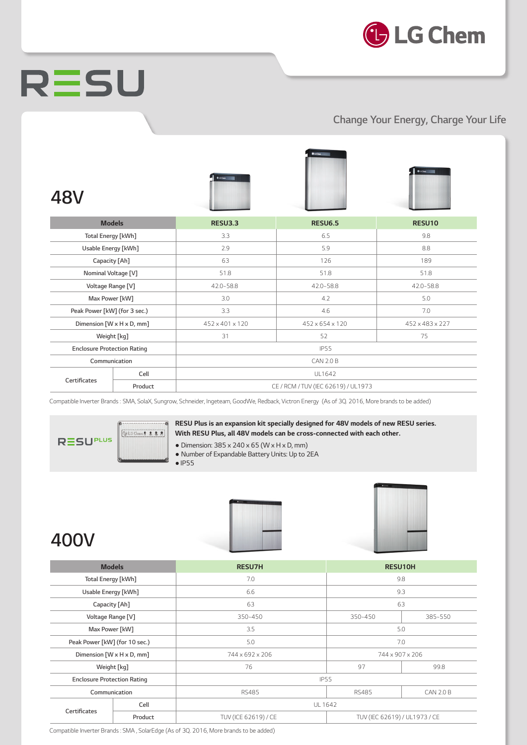LG Chem

# RESU

Change Your Energy, Charge Your Life

## 48V

| Models | | RESU3.3 | RESU6.5 | RESU10 |
|---|---|---|---|---|
| Total Energy [kWh] | | 3.3 | 6.5 | 9.8 |
| Usable Energy [kWh] | | 2.9 | 5.9 | 8.8 |
| Capacity [Ah] | | 63 | 126 | 189 |
| Nominal Voltage [V] | | 51.8 | 51.8 | 51.8 |
| Voltage Range [V] | | 42.0~58.8 | 42.0~58.8 | 42.0~58.8 |
| Max Power [kW] | | 3.0 | 4.2 | 5.0 |
| Peak Power [kW] (for 3 sec.) | | 3.3 | 4.6 | 7.0 |
| Dimension [W x H x D, mm] | | 452 x 401 x 120 | 452 x 654 x 120 | 452 x 483 x 227 |
| Weight [kg] | | 31 | 52 | 75 |
| Enclosure Protection Rating | | IP55 | | |
| Communication | | CAN 2.0 B | | |
| Certificates | Cell | UL1642 | | |
| | Product | CE / RCM / TUV (IEC 62619) / UL1973 | | |

Compatible Inverter Brands : SMA, SolaX, Sungrow, Schneider, Ingeteam, GoodWe, Redback, Victron Energy (As of 3Q. 2016, More brands to be added)

**RESU PLUS**

**RESU Plus is an expansion kit specially designed for 48V models of new RESU series. With RESU Plus, all 48V models can be cross-connected with each other.**

- Dimension: 385 x 240 x 65 (W x H x D, mm)
- Number of Expandable Battery Units: Up to 2EA
- IP55

## 400V

| Models | | RESU7H | RESU10H | |
|---|---|---|---|---|
| Total Energy [kWh] | | 7.0 | 9.8 | |
| Usable Energy [kWh] | | 6.6 | 9.3 | |
| Capacity [Ah] | | 63 | 63 | |
| Voltage Range [V] | | 350~450 | 350~450 | 385~550 |
| Max Power [kW] | | 3.5 | 5.0 | |
| Peak Power [kW] (for 10 sec.) | | 5.0 | 7.0 | |
| Dimension [W x H x D, mm] | | 744 x 692 x 206 | 744 x 907 x 206 | |
| Weight [kg] | | 76 | 97 | 99.8 |
| Enclosure Protection Rating | | IP55 | | |
| Communication | | RS485 | RS485 | CAN 2.0 B |
| Certificates | Cell | UL 1642 | | |
| | Product | TUV (ICE 62619) / CE | TUV (IEC 62619) / UL1973 / CE | |

Compatible Inverter Brands : SMA , SolarEdge (As of 3Q. 2016, More brands to be added)